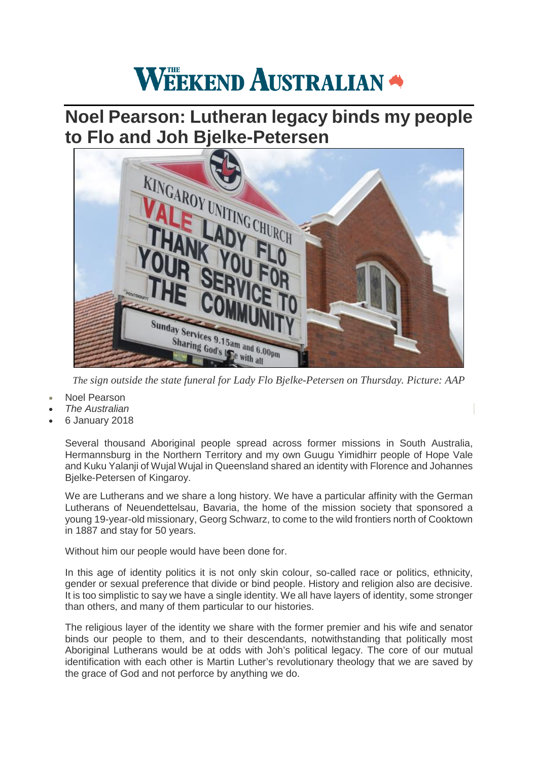# Noel Pearson: Lutheran legacy binds my people to Flo and Joh Bjelke-Petersen

*The sign outside the state funeral for Lady Flo Bjelke-Petersen on Thursday. Picture: AAP*

- Noel Pearson
- *The Australian*
- 6 January 2018

Several thousand Aboriginal people spread across former missions in South Australia, Hermannsburg in the Northern Territory and my own Guugu Yimidhirr people of Hope Vale and Kuku Yalanji of Wujal Wujal in Queensland shared an identity with Florence and Johannes Bjelke-Petersen of Kingaroy.

We are Lutherans and we share a long history. We have a particular affinity with the German Lutherans of Neuendettelsau, Bavaria, the home of the mission society that sponsored a young 19-year-old missionary, Georg Schwarz, to come to the wild frontiers north of Cooktown in 1887 and stay for 50 years.

Without him our people would have been done for.

In this age of identity politics it is not only skin colour, so-called race or politics, ethnicity, gender or sexual preference that divide or bind people. History and religion also are decisive. It is too simplistic to say we have a single identity. We all have layers of identity, some stronger than others, and many of them particular to our histories.

The religious layer of the identity we share with the former premier and his wife and senator binds our people to them, and to their descendants, notwithstanding that politically most Aboriginal Lutherans would be at odds with Joh's political legacy. The core of our mutual identification with each other is Martin Luther's revolutionary theology that we are saved by the grace of God and not perforce by anything we do.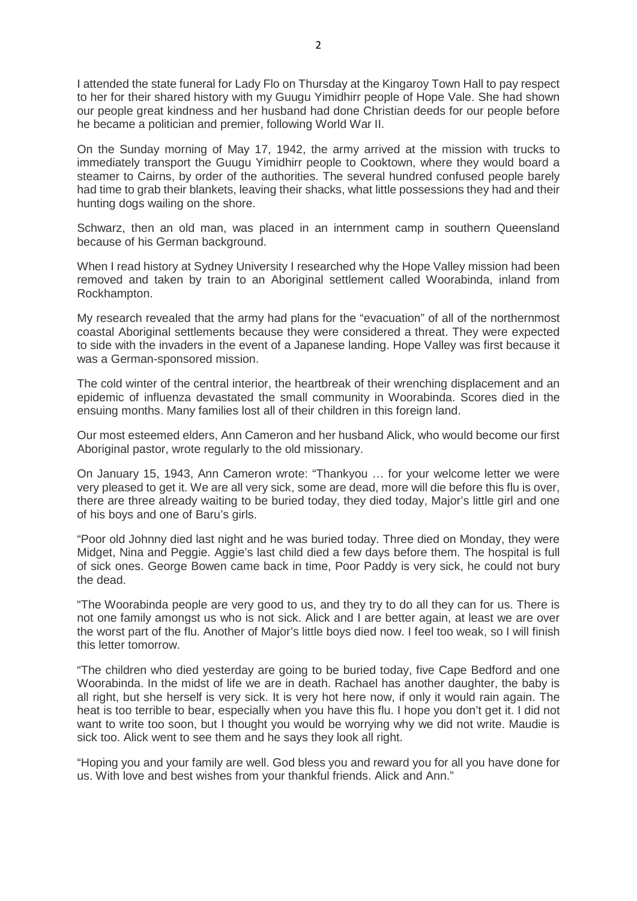I attended the state funeral for Lady Flo on Thursday at the Kingaroy Town Hall to pay respect to her for their shared history with my Guugu Yimidhirr people of Hope Vale. She had shown our people great kindness and her husband had done Christian deeds for our people before he became a politician and premier, following World War II.

On the Sunday morning of May 17, 1942, the army arrived at the mission with trucks to immediately transport the Guugu Yimidhirr people to Cooktown, where they would board a steamer to Cairns, by order of the authorities. The several hundred confused people barely had time to grab their blankets, leaving their shacks, what little possessions they had and their hunting dogs wailing on the shore.

Schwarz, then an old man, was placed in an internment camp in southern Queensland because of his German background.

When I read history at Sydney University I researched why the Hope Valley mission had been removed and taken by train to an Aboriginal settlement called Woorabinda, inland from Rockhampton.

My research revealed that the army had plans for the "evacuation" of all of the northernmost coastal Aboriginal settlements because they were considered a threat. They were expected to side with the invaders in the event of a Japanese landing. Hope Valley was first because it was a German-sponsored mission.

The cold winter of the central interior, the heartbreak of their wrenching displacement and an epidemic of influenza devastated the small community in Woorabinda. Scores died in the ensuing months. Many families lost all of their children in this foreign land.

Our most esteemed elders, Ann Cameron and her husband Alick, who would become our first Aboriginal pastor, wrote regularly to the old missionary.

On January 15, 1943, Ann Cameron wrote: "Thankyou … for your welcome letter we were very pleased to get it. We are all very sick, some are dead, more will die before this flu is over, there are three already waiting to be buried today, they died today, Major's little girl and one of his boys and one of Baru's girls.

"Poor old Johnny died last night and he was buried today. Three died on Monday, they were Midget, Nina and Peggie. Aggie's last child died a few days before them. The hospital is full of sick ones. George Bowen came back in time, Poor Paddy is very sick, he could not bury the dead.

"The Woorabinda people are very good to us, and they try to do all they can for us. There is not one family amongst us who is not sick. Alick and I are better again, at least we are over the worst part of the flu. Another of Major's little boys died now. I feel too weak, so I will finish this letter tomorrow.

"The children who died yesterday are going to be buried today, five Cape Bedford and one Woorabinda. In the midst of life we are in death. Rachael has another daughter, the baby is all right, but she herself is very sick. It is very hot here now, if only it would rain again. The heat is too terrible to bear, especially when you have this flu. I hope you don't get it. I did not want to write too soon, but I thought you would be worrying why we did not write. Maudie is sick too. Alick went to see them and he says they look all right.

"Hoping you and your family are well. God bless you and reward you for all you have done for us. With love and best wishes from your thankful friends. Alick and Ann."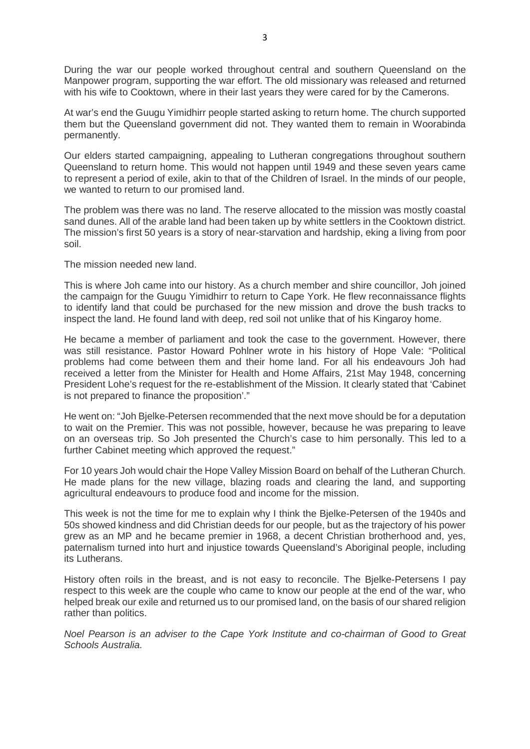During the war our people worked throughout central and southern Queensland on the Manpower program, supporting the war effort. The old missionary was released and returned with his wife to Cooktown, where in their last years they were cared for by the Camerons.

At war's end the Guugu Yimidhirr people started asking to return home. The church supported them but the Queensland government did not. They wanted them to remain in Woorabinda permanently.

Our elders started campaigning, appealing to Lutheran congregations throughout southern Queensland to return home. This would not happen until 1949 and these seven years came to represent a period of exile, akin to that of the Children of Israel. In the minds of our people, we wanted to return to our promised land.

The problem was there was no land. The reserve allocated to the mission was mostly coastal sand dunes. All of the arable land had been taken up by white settlers in the Cooktown district. The mission's first 50 years is a story of near-starvation and hardship, eking a living from poor soil.

The mission needed new land.

This is where Joh came into our history. As a church member and shire councillor, Joh joined the campaign for the Guugu Yimidhirr to return to Cape York. He flew reconnaissance flights to identify land that could be purchased for the new mission and drove the bush tracks to inspect the land. He found land with deep, red soil not unlike that of his Kingaroy home.

He became a member of parliament and took the case to the government. However, there was still resistance. Pastor Howard Pohlner wrote in his history of Hope Vale: "Political problems had come between them and their home land. For all his endeavours Joh had received a letter from the Minister for Health and Home Affairs, 21st May 1948, concerning President Lohe's request for the re-establishment of the Mission. It clearly stated that 'Cabinet is not prepared to finance the proposition'."

He went on: "Joh Bjelke-Petersen recommended that the next move should be for a deputation to wait on the Premier. This was not possible, however, because he was preparing to leave on an overseas trip. So Joh presented the Church's case to him personally. This led to a further Cabinet meeting which approved the request."

For 10 years Joh would chair the Hope Valley Mission Board on behalf of the Lutheran Church. He made plans for the new village, blazing roads and clearing the land, and supporting agricultural endeavours to produce food and income for the mission.

This week is not the time for me to explain why I think the Bjelke-Petersen of the 1940s and 50s showed kindness and did Christian deeds for our people, but as the trajectory of his power grew as an MP and he became premier in 1968, a decent Christian brotherhood and, yes, paternalism turned into hurt and injustice towards Queensland's Aboriginal people, including its Lutherans.

History often roils in the breast, and is not easy to reconcile. The Bjelke-Petersens I pay respect to this week are the couple who came to know our people at the end of the war, who helped break our exile and returned us to our promised land, on the basis of our shared religion rather than politics.

*Noel Pearson is an adviser to the Cape York Institute and co-chairman of Good to Great Schools Australia.*